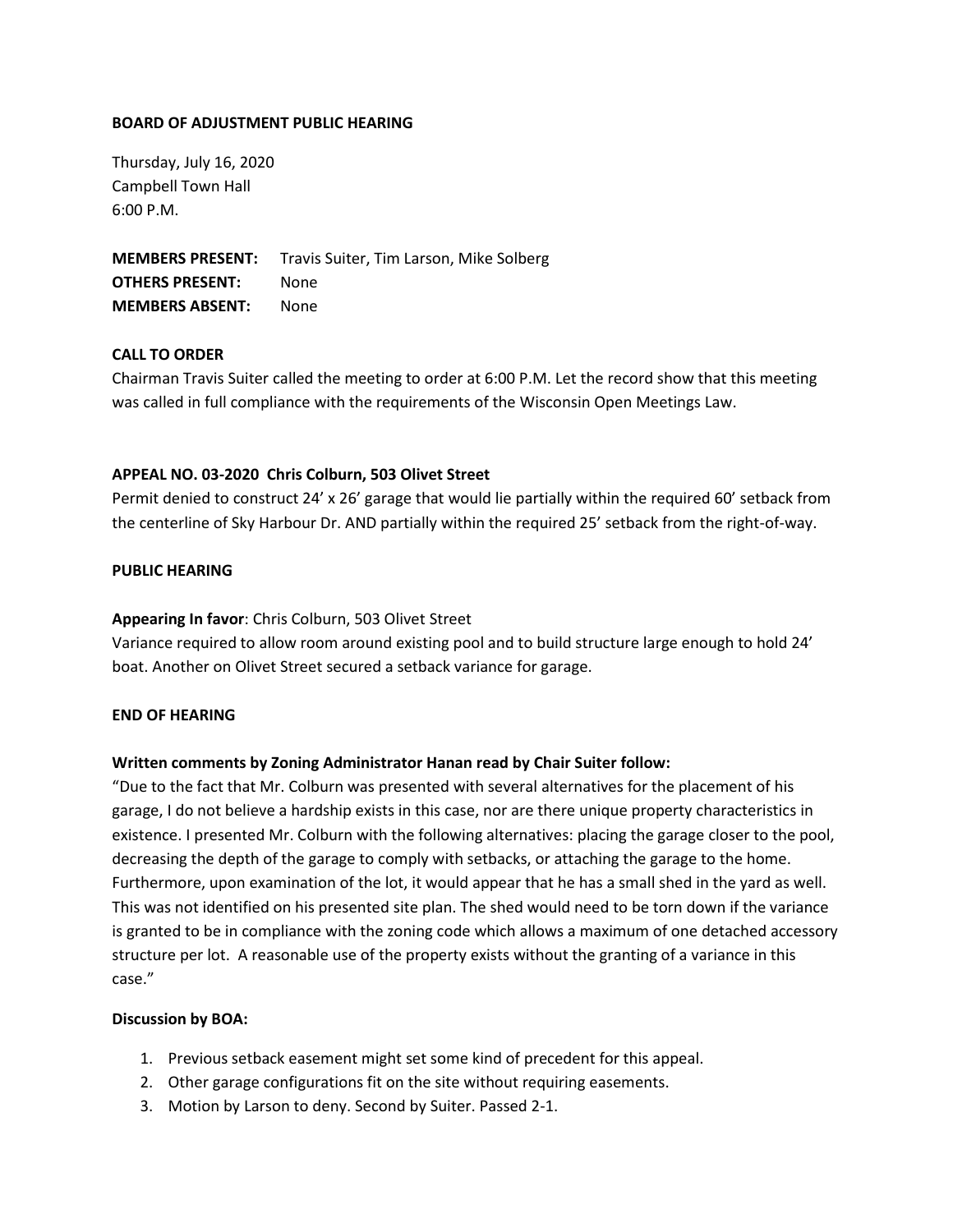**BOARD OF ADJUSTMENT PUBLIC HEARING**

Thursday, July 16, 2020
Campbell Town Hall
6:00 P.M.

**MEMBERS PRESENT:** Travis Suiter, Tim Larson, Mike Solberg
**OTHERS PRESENT:** None
**MEMBERS ABSENT:** None

**CALL TO ORDER**

Chairman Travis Suiter called the meeting to order at 6:00 P.M. Let the record show that this meeting was called in full compliance with the requirements of the Wisconsin Open Meetings Law.

**APPEAL NO. 03-2020 Chris Colburn, 503 Olivet Street**

Permit denied to construct 24' x 26' garage that would lie partially within the required 60' setback from the centerline of Sky Harbour Dr. AND partially within the required 25' setback from the right-of-way.

**PUBLIC HEARING**

**Appearing In favor**: Chris Colburn, 503 Olivet Street
Variance required to allow room around existing pool and to build structure large enough to hold 24' boat. Another on Olivet Street secured a setback variance for garage.

**END OF HEARING**

**Written comments by Zoning Administrator Hanan read by Chair Suiter follow:**

"Due to the fact that Mr. Colburn was presented with several alternatives for the placement of his garage, I do not believe a hardship exists in this case, nor are there unique property characteristics in existence. I presented Mr. Colburn with the following alternatives: placing the garage closer to the pool, decreasing the depth of the garage to comply with setbacks, or attaching the garage to the home. Furthermore, upon examination of the lot, it would appear that he has a small shed in the yard as well. This was not identified on his presented site plan. The shed would need to be torn down if the variance is granted to be in compliance with the zoning code which allows a maximum of one detached accessory structure per lot. A reasonable use of the property exists without the granting of a variance in this case."

**Discussion by BOA:**

1. Previous setback easement might set some kind of precedent for this appeal.
2. Other garage configurations fit on the site without requiring easements.
3. Motion by Larson to deny. Second by Suiter. Passed 2-1.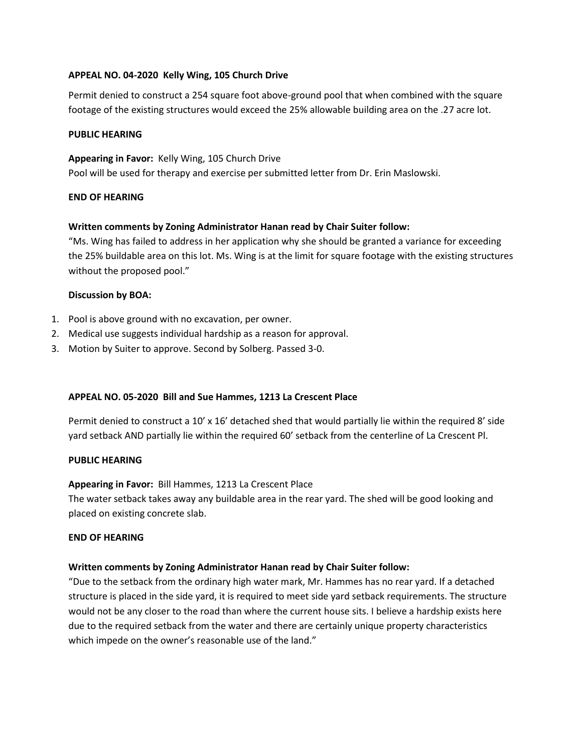**APPEAL NO. 04-2020 Kelly Wing, 105 Church Drive**

Permit denied to construct a 254 square foot above-ground pool that when combined with the square footage of the existing structures would exceed the 25% allowable building area on the .27 acre lot.

**PUBLIC HEARING**

**Appearing in Favor:** Kelly Wing, 105 Church Drive
Pool will be used for therapy and exercise per submitted letter from Dr. Erin Maslowski.

**END OF HEARING**

**Written comments by Zoning Administrator Hanan read by Chair Suiter follow:**
"Ms. Wing has failed to address in her application why she should be granted a variance for exceeding the 25% buildable area on this lot. Ms. Wing is at the limit for square footage with the existing structures without the proposed pool."

**Discussion by BOA:**

1. Pool is above ground with no excavation, per owner.
2. Medical use suggests individual hardship as a reason for approval.
3. Motion by Suiter to approve. Second by Solberg. Passed 3-0.

**APPEAL NO. 05-2020 Bill and Sue Hammes, 1213 La Crescent Place**

Permit denied to construct a 10' x 16' detached shed that would partially lie within the required 8' side yard setback AND partially lie within the required 60' setback from the centerline of La Crescent Pl.

**PUBLIC HEARING**

**Appearing in Favor:** Bill Hammes, 1213 La Crescent Place
The water setback takes away any buildable area in the rear yard. The shed will be good looking and placed on existing concrete slab.

**END OF HEARING**

**Written comments by Zoning Administrator Hanan read by Chair Suiter follow:**
"Due to the setback from the ordinary high water mark, Mr. Hammes has no rear yard. If a detached structure is placed in the side yard, it is required to meet side yard setback requirements. The structure would not be any closer to the road than where the current house sits. I believe a hardship exists here due to the required setback from the water and there are certainly unique property characteristics which impede on the owner's reasonable use of the land."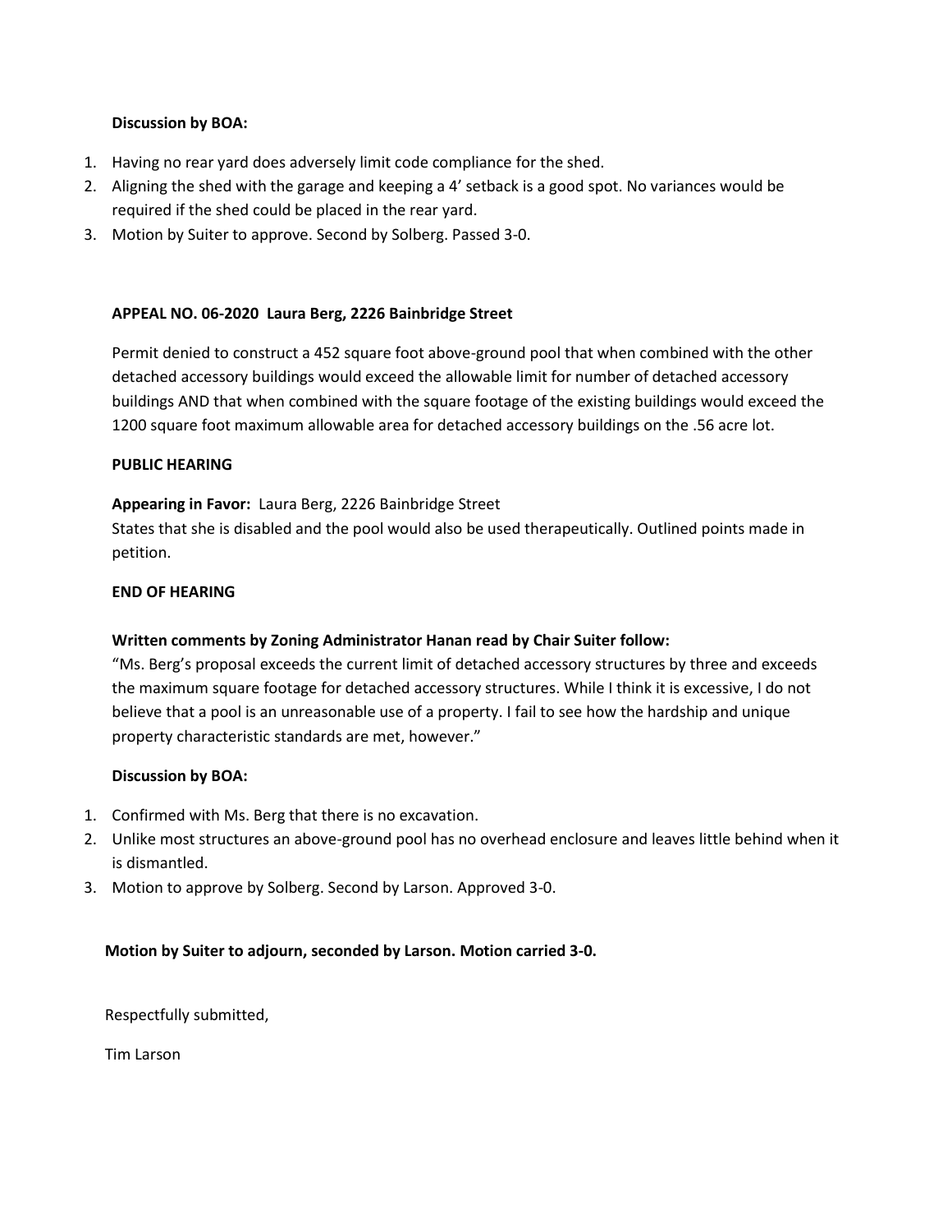**Discussion by BOA:**

1. Having no rear yard does adversely limit code compliance for the shed.
2. Aligning the shed with the garage and keeping a 4' setback is a good spot. No variances would be required if the shed could be placed in the rear yard.
3. Motion by Suiter to approve. Second by Solberg. Passed 3-0.

**APPEAL NO. 06-2020 Laura Berg, 2226 Bainbridge Street**

Permit denied to construct a 452 square foot above-ground pool that when combined with the other detached accessory buildings would exceed the allowable limit for number of detached accessory buildings AND that when combined with the square footage of the existing buildings would exceed the 1200 square foot maximum allowable area for detached accessory buildings on the .56 acre lot.

**PUBLIC HEARING**

**Appearing in Favor:** Laura Berg, 2226 Bainbridge Street
States that she is disabled and the pool would also be used therapeutically. Outlined points made in petition.

**END OF HEARING**

**Written comments by Zoning Administrator Hanan read by Chair Suiter follow:**
"Ms. Berg's proposal exceeds the current limit of detached accessory structures by three and exceeds the maximum square footage for detached accessory structures. While I think it is excessive, I do not believe that a pool is an unreasonable use of a property. I fail to see how the hardship and unique property characteristic standards are met, however."

**Discussion by BOA:**

1. Confirmed with Ms. Berg that there is no excavation.
2. Unlike most structures an above-ground pool has no overhead enclosure and leaves little behind when it is dismantled.
3. Motion to approve by Solberg. Second by Larson. Approved 3-0.

**Motion by Suiter to adjourn, seconded by Larson. Motion carried 3-0.**

Respectfully submitted,

Tim Larson